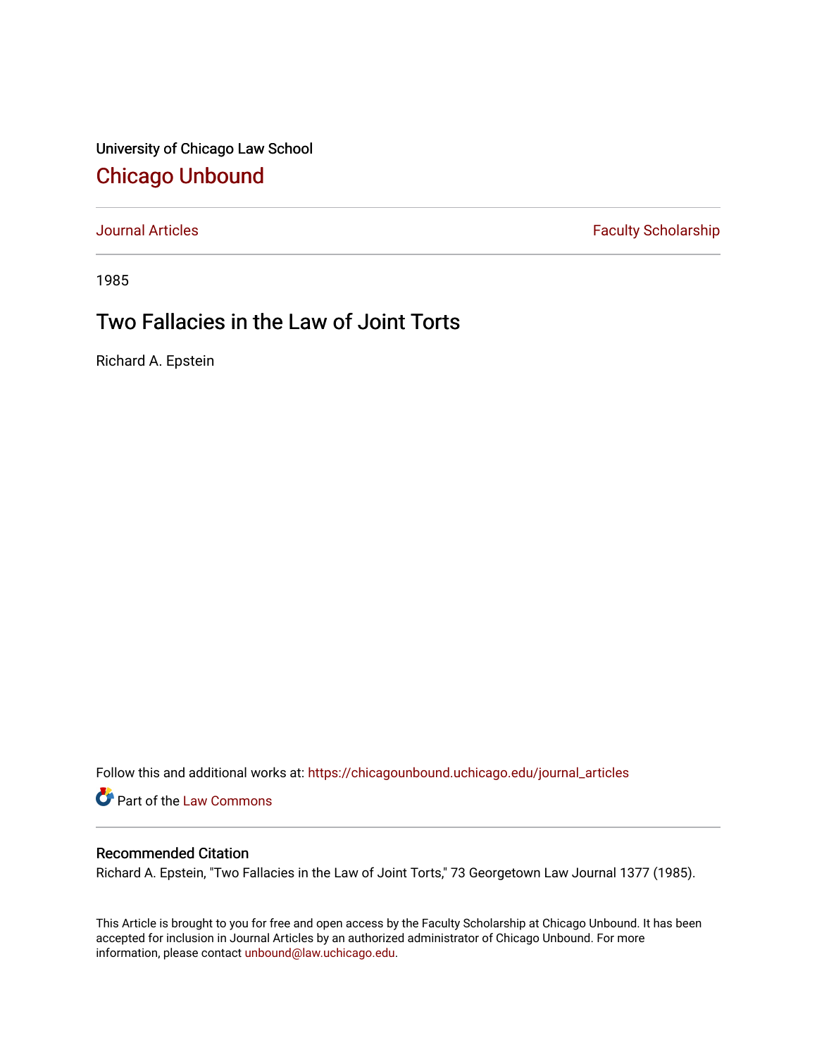University of Chicago Law School

# Chicago Unbound

Journal Articles | Faculty Scholarship

1985

## Two Fallacies in the Law of Joint Torts

Richard A. Epstein

Follow this and additional works at: https://chicagounbound.uchicago.edu/journal_articles

Part of the Law Commons

### Recommended Citation

Richard A. Epstein, "Two Fallacies in the Law of Joint Torts," 73 Georgetown Law Journal 1377 (1985).

This Article is brought to you for free and open access by the Faculty Scholarship at Chicago Unbound. It has been accepted for inclusion in Journal Articles by an authorized administrator of Chicago Unbound. For more information, please contact unbound@law.uchicago.edu.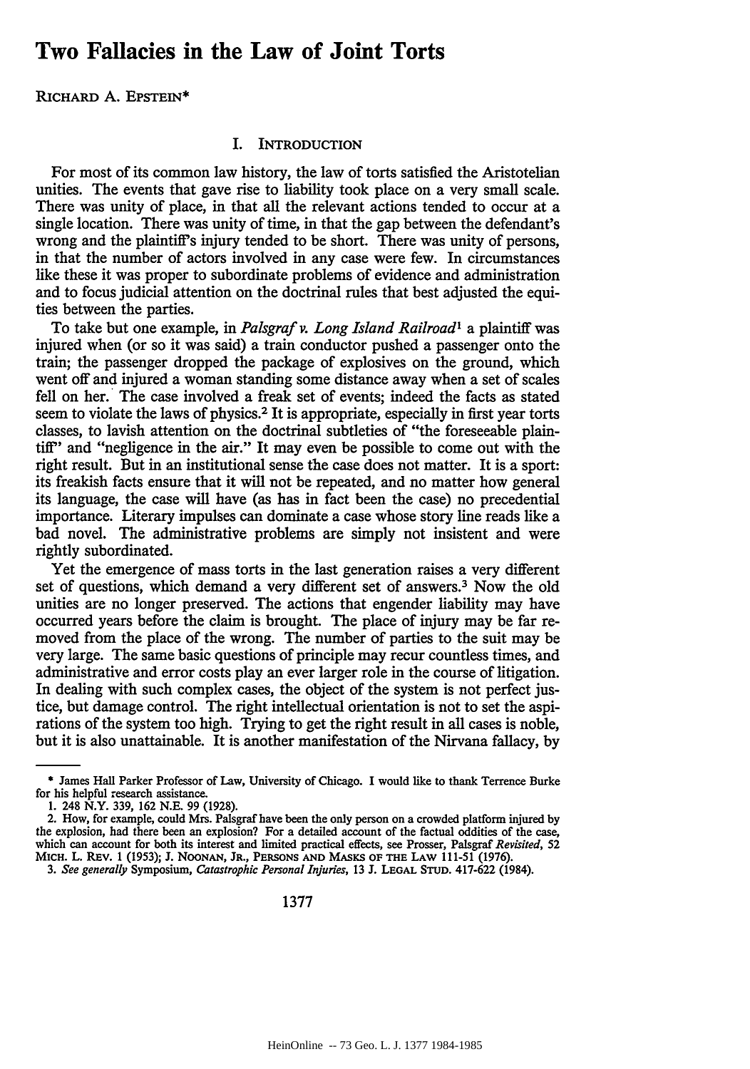# Two Fallacies in the Law of Joint Torts

RICHARD A. EPSTEIN*

## I. INTRODUCTION

For most of its common law history, the law of torts satisfied the Aristotelian unities. The events that gave rise to liability took place on a very small scale. There was unity of place, in that all the relevant actions tended to occur at a single location. There was unity of time, in that the gap between the defendant's wrong and the plaintiff's injury tended to be short. There was unity of persons, in that the number of actors involved in any case were few. In circumstances like these it was proper to subordinate problems of evidence and administration and to focus judicial attention on the doctrinal rules that best adjusted the equities between the parties.

To take but one example, in *Palsgraf v. Long Island Railroad*[1] a plaintiff was injured when (or so it was said) a train conductor pushed a passenger onto the train; the passenger dropped the package of explosives on the ground, which went off and injured a woman standing some distance away when a set of scales fell on her. The case involved a freak set of events; indeed the facts as stated seem to violate the laws of physics.[2] It is appropriate, especially in first year torts classes, to lavish attention on the doctrinal subtleties of "the foreseeable plaintiff" and "negligence in the air." It may even be possible to come out with the right result. But in an institutional sense the case does not matter. It is a sport: its freakish facts ensure that it will not be repeated, and no matter how general its language, the case will have (as has in fact been the case) no precedential importance. Literary impulses can dominate a case whose story line reads like a bad novel. The administrative problems are simply not insistent and were rightly subordinated.

Yet the emergence of mass torts in the last generation raises a very different set of questions, which demand a very different set of answers.[3] Now the old unities are no longer preserved. The actions that engender liability may have occurred years before the claim is brought. The place of injury may be far removed from the place of the wrong. The number of parties to the suit may be very large. The same basic questions of principle may recur countless times, and administrative and error costs play an ever larger role in the course of litigation. In dealing with such complex cases, the object of the system is not perfect justice, but damage control. The right intellectual orientation is not to set the aspirations of the system too high. Trying to get the right result in all cases is noble, but it is also unattainable. It is another manifestation of the Nirvana fallacy, by

---

\* James Hall Parker Professor of Law, University of Chicago. I would like to thank Terrence Burke for his helpful research assistance.

1. 248 N.Y. 339, 162 N.E. 99 (1928).

2. How, for example, could Mrs. Palsgraf have been the only person on a crowded platform injured by the explosion, had there been an explosion? For a detailed account of the factual oddities of the case, which can account for both its interest and limited practical effects, see Prosser, Palsgraf *Revisited*, 52 MICH. L. REV. 1 (1953); J. NOONAN, JR., PERSONS AND MASKS OF THE LAW 111-51 (1976).

3. *See generally* Symposium, *Catastrophic Personal Injuries*, 13 J. LEGAL STUD. 417-622 (1984).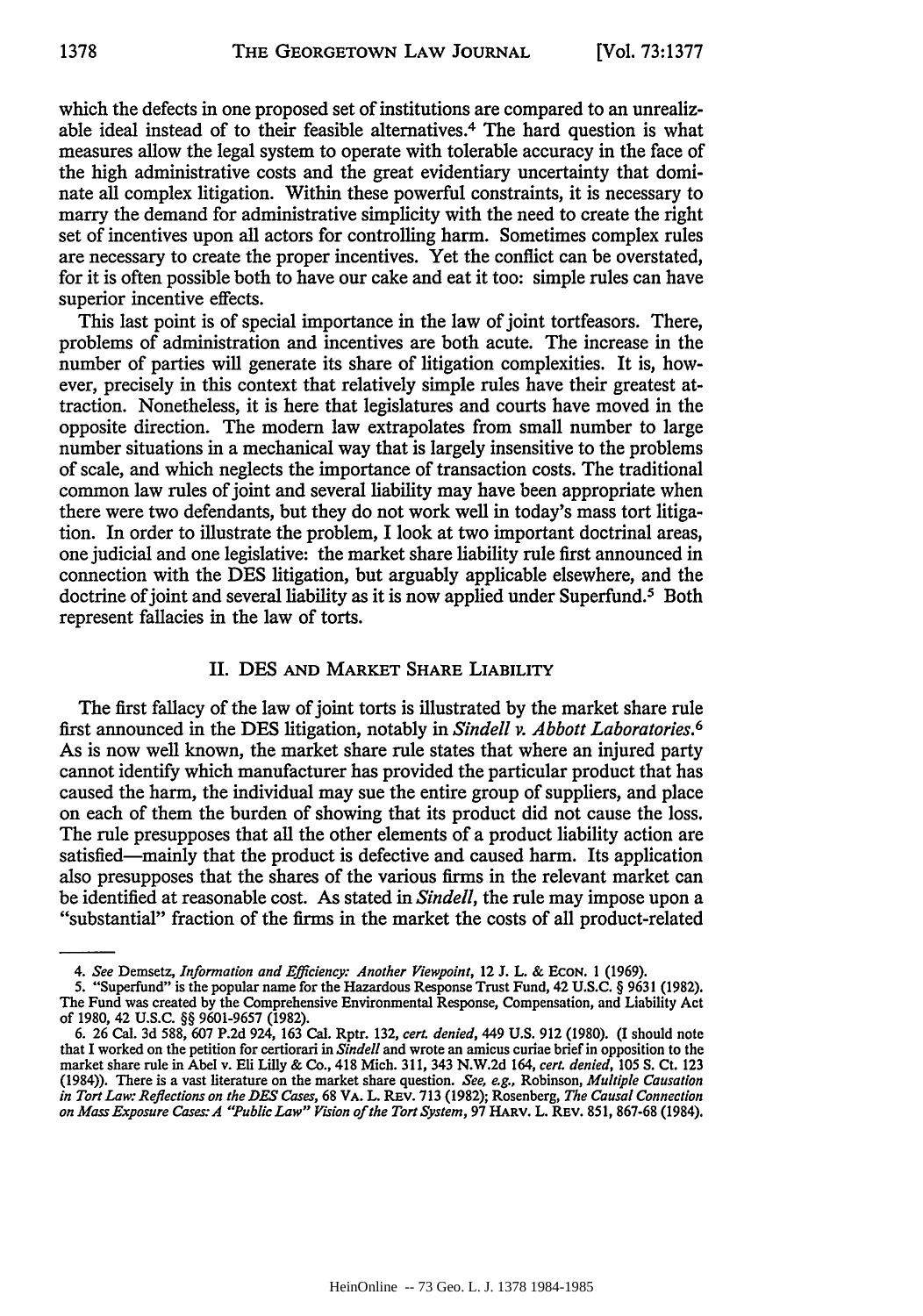which the defects in one proposed set of institutions are compared to an unrealizable ideal instead of to their feasible alternatives.[4] The hard question is what measures allow the legal system to operate with tolerable accuracy in the face of the high administrative costs and the great evidentiary uncertainty that dominate all complex litigation. Within these powerful constraints, it is necessary to marry the demand for administrative simplicity with the need to create the right set of incentives upon all actors for controlling harm. Sometimes complex rules are necessary to create the proper incentives. Yet the conflict can be overstated, for it is often possible both to have our cake and eat it too: simple rules can have superior incentive effects.

This last point is of special importance in the law of joint tortfeasors. There, problems of administration and incentives are both acute. The increase in the number of parties will generate its share of litigation complexities. It is, however, precisely in this context that relatively simple rules have their greatest attraction. Nonetheless, it is here that legislatures and courts have moved in the opposite direction. The modern law extrapolates from small number to large number situations in a mechanical way that is largely insensitive to the problems of scale, and which neglects the importance of transaction costs. The traditional common law rules of joint and several liability may have been appropriate when there were two defendants, but they do not work well in today's mass tort litigation. In order to illustrate the problem, I look at two important doctrinal areas, one judicial and one legislative: the market share liability rule first announced in connection with the DES litigation, but arguably applicable elsewhere, and the doctrine of joint and several liability as it is now applied under Superfund.[5] Both represent fallacies in the law of torts.

## II. DES AND MARKET SHARE LIABILITY

The first fallacy of the law of joint torts is illustrated by the market share rule first announced in the DES litigation, notably in *Sindell v. Abbott Laboratories*.[6] As is now well known, the market share rule states that where an injured party cannot identify which manufacturer has provided the particular product that has caused the harm, the individual may sue the entire group of suppliers, and place on each of them the burden of showing that its product did not cause the loss. The rule presupposes that all the other elements of a product liability action are satisfied—mainly that the product is defective and caused harm. Its application also presupposes that the shares of the various firms in the relevant market can be identified at reasonable cost. As stated in *Sindell*, the rule may impose upon a "substantial" fraction of the firms in the market the costs of all product-related

---

4. *See* Demsetz, *Information and Efficiency: Another Viewpoint*, 12 J. L. & ECON. 1 (1969).

5. "Superfund" is the popular name for the Hazardous Response Trust Fund, 42 U.S.C. § 9631 (1982). The Fund was created by the Comprehensive Environmental Response, Compensation, and Liability Act of 1980, 42 U.S.C. §§ 9601-9657 (1982).

6. 26 Cal. 3d 588, 607 P.2d 924, 163 Cal. Rptr. 132, *cert. denied*, 449 U.S. 912 (1980). (I should note that I worked on the petition for certiorari in *Sindell* and wrote an amicus curiae brief in opposition to the market share rule in Abel v. Eli Lilly & Co., 418 Mich. 311, 343 N.W.2d 164, *cert. denied*, 105 S. Ct. 123 (1984)). There is a vast literature on the market share question. *See, e.g.,* Robinson, *Multiple Causation in Tort Law: Reflections on the DES Cases*, 68 VA. L. REV. 713 (1982); Rosenberg, *The Causal Connection on Mass Exposure Cases: A "Public Law" Vision of the Tort System*, 97 HARV. L. REV. 851, 867-68 (1984).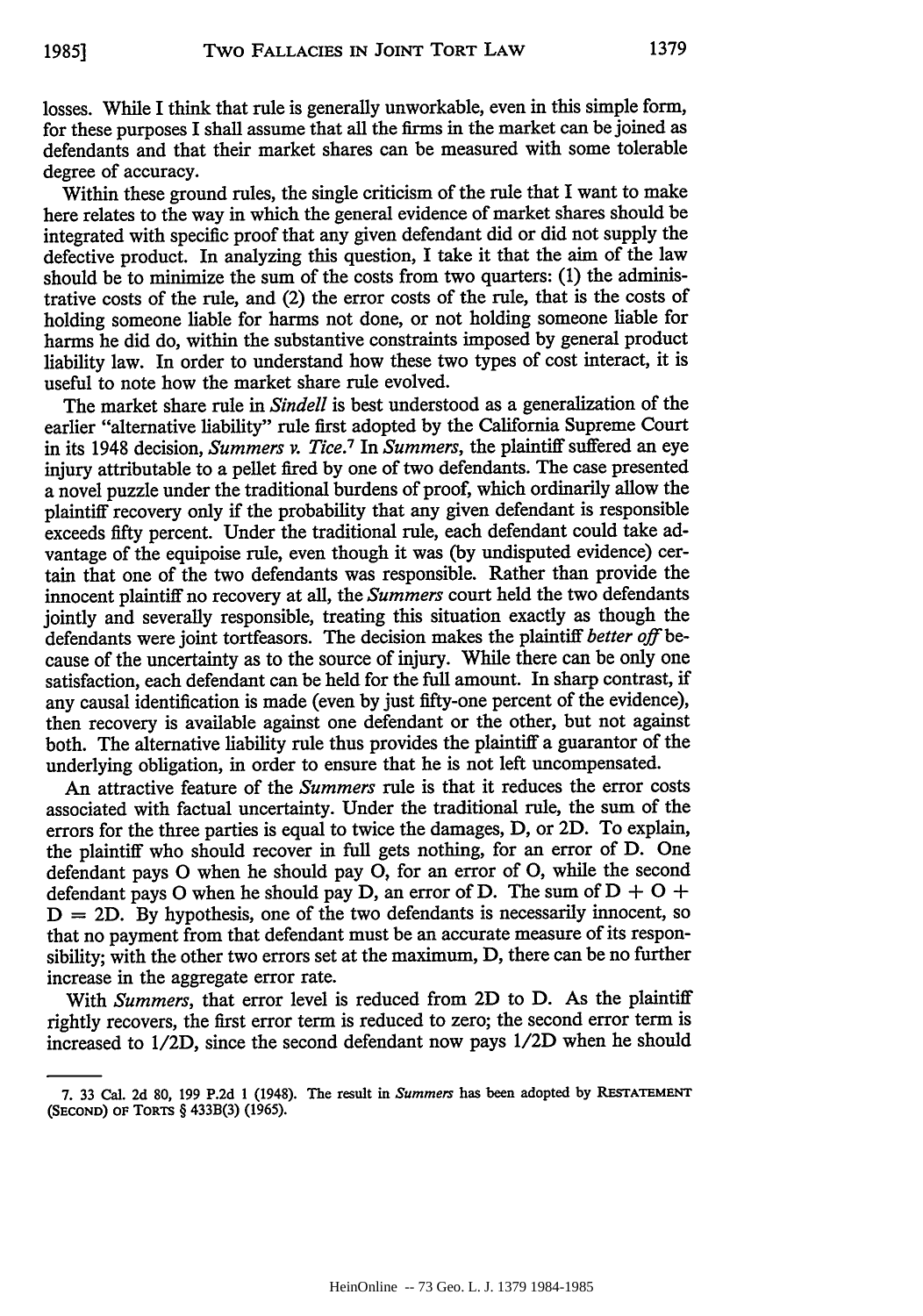losses. While I think that rule is generally unworkable, even in this simple form, for these purposes I shall assume that all the firms in the market can be joined as defendants and that their market shares can be measured with some tolerable degree of accuracy.

Within these ground rules, the single criticism of the rule that I want to make here relates to the way in which the general evidence of market shares should be integrated with specific proof that any given defendant did or did not supply the defective product. In analyzing this question, I take it that the aim of the law should be to minimize the sum of the costs from two quarters: (1) the administrative costs of the rule, and (2) the error costs of the rule, that is the costs of holding someone liable for harms not done, or not holding someone liable for harms he did do, within the substantive constraints imposed by general product liability law. In order to understand how these two types of cost interact, it is useful to note how the market share rule evolved.

The market share rule in *Sindell* is best understood as a generalization of the earlier "alternative liability" rule first adopted by the California Supreme Court in its 1948 decision, *Summers v. Tice*.[7] In *Summers*, the plaintiff suffered an eye injury attributable to a pellet fired by one of two defendants. The case presented a novel puzzle under the traditional burdens of proof, which ordinarily allow the plaintiff recovery only if the probability that any given defendant is responsible exceeds fifty percent. Under the traditional rule, each defendant could take advantage of the equipoise rule, even though it was (by undisputed evidence) certain that one of the two defendants was responsible. Rather than provide the innocent plaintiff no recovery at all, the *Summers* court held the two defendants jointly and severally responsible, treating this situation exactly as though the defendants were joint tortfeasors. The decision makes the plaintiff *better off* because of the uncertainty as to the source of injury. While there can be only one satisfaction, each defendant can be held for the full amount. In sharp contrast, if any causal identification is made (even by just fifty-one percent of the evidence), then recovery is available against one defendant or the other, but not against both. The alternative liability rule thus provides the plaintiff a guarantor of the underlying obligation, in order to ensure that he is not left uncompensated.

An attractive feature of the *Summers* rule is that it reduces the error costs associated with factual uncertainty. Under the traditional rule, the sum of the errors for the three parties is equal to twice the damages, D, or 2D. To explain, the plaintiff who should recover in full gets nothing, for an error of D. One defendant pays O when he should pay O, for an error of O, while the second defendant pays O when he should pay D, an error of D. The sum of $D + O + D = 2D$. By hypothesis, one of the two defendants is necessarily innocent, so that no payment from that defendant must be an accurate measure of its responsibility; with the other two errors set at the maximum, D, there can be no further increase in the aggregate error rate.

With *Summers*, that error level is reduced from 2D to D. As the plaintiff rightly recovers, the first error term is reduced to zero; the second error term is increased to 1/2D, since the second defendant now pays 1/2D when he should

---

7. 33 Cal. 2d 80, 199 P.2d 1 (1948). The result in *Summers* has been adopted by RESTATEMENT (SECOND) OF TORTS § 433B(3) (1965).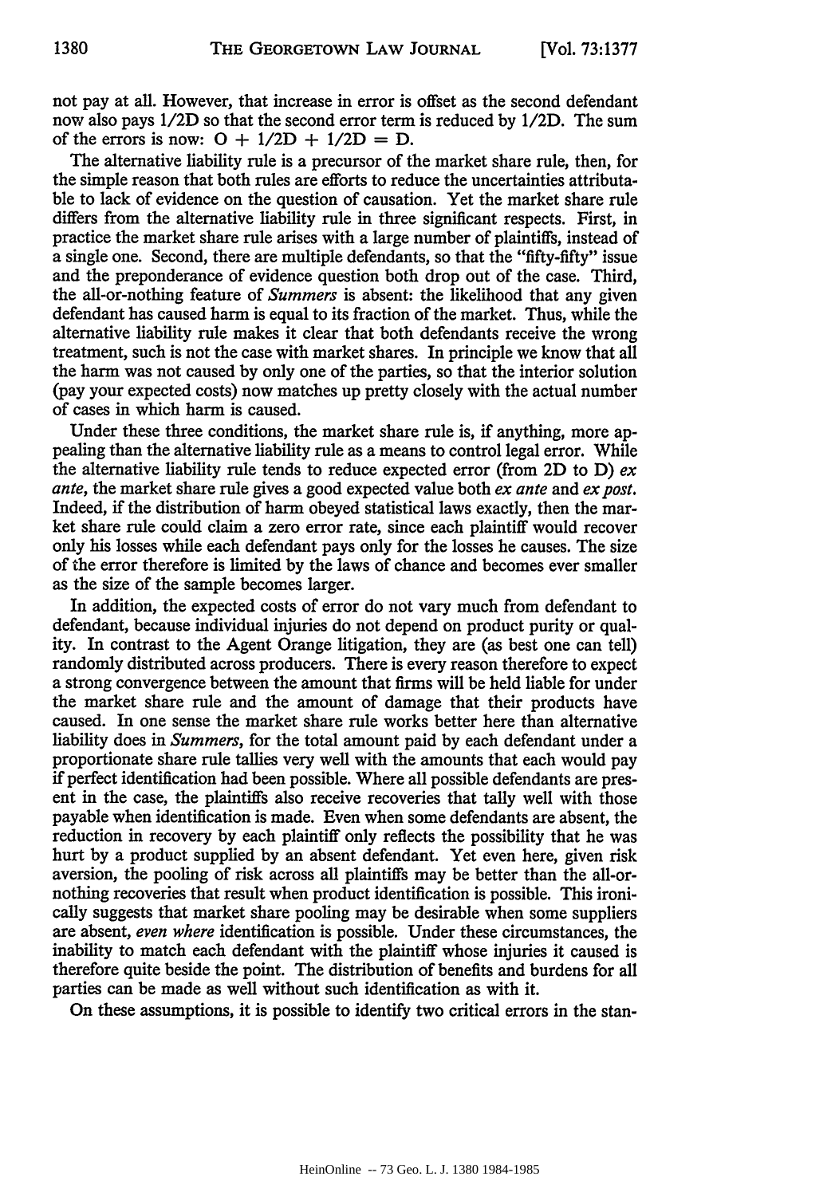not pay at all. However, that increase in error is offset as the second defendant now also pays 1/2D so that the second error term is reduced by 1/2D. The sum of the errors is now: O + 1/2D + 1/2D = D.

The alternative liability rule is a precursor of the market share rule, then, for the simple reason that both rules are efforts to reduce the uncertainties attributable to lack of evidence on the question of causation. Yet the market share rule differs from the alternative liability rule in three significant respects. First, in practice the market share rule arises with a large number of plaintiffs, instead of a single one. Second, there are multiple defendants, so that the "fifty-fifty" issue and the preponderance of evidence question both drop out of the case. Third, the all-or-nothing feature of *Summers* is absent: the likelihood that any given defendant has caused harm is equal to its fraction of the market. Thus, while the alternative liability rule makes it clear that both defendants receive the wrong treatment, such is not the case with market shares. In principle we know that all the harm was not caused by only one of the parties, so that the interior solution (pay your expected costs) now matches up pretty closely with the actual number of cases in which harm is caused.

Under these three conditions, the market share rule is, if anything, more appealing than the alternative liability rule as a means to control legal error. While the alternative liability rule tends to reduce expected error (from 2D to D) *ex ante*, the market share rule gives a good expected value both *ex ante* and *ex post*. Indeed, if the distribution of harm obeyed statistical laws exactly, then the market share rule could claim a zero error rate, since each plaintiff would recover only his losses while each defendant pays only for the losses he causes. The size of the error therefore is limited by the laws of chance and becomes ever smaller as the size of the sample becomes larger.

In addition, the expected costs of error do not vary much from defendant to defendant, because individual injuries do not depend on product purity or quality. In contrast to the Agent Orange litigation, they are (as best one can tell) randomly distributed across producers. There is every reason therefore to expect a strong convergence between the amount that firms will be held liable for under the market share rule and the amount of damage that their products have caused. In one sense the market share rule works better here than alternative liability does in *Summers*, for the total amount paid by each defendant under a proportionate share rule tallies very well with the amounts that each would pay if perfect identification had been possible. Where all possible defendants are present in the case, the plaintiffs also receive recoveries that tally well with those payable when identification is made. Even when some defendants are absent, the reduction in recovery by each plaintiff only reflects the possibility that he was hurt by a product supplied by an absent defendant. Yet even here, given risk aversion, the pooling of risk across all plaintiffs may be better than the all-or-nothing recoveries that result when product identification is possible. This ironically suggests that market share pooling may be desirable when some suppliers are absent, *even where* identification is possible. Under these circumstances, the inability to match each defendant with the plaintiff whose injuries it caused is therefore quite beside the point. The distribution of benefits and burdens for all parties can be made as well without such identification as with it.

On these assumptions, it is possible to identify two critical errors in the stan-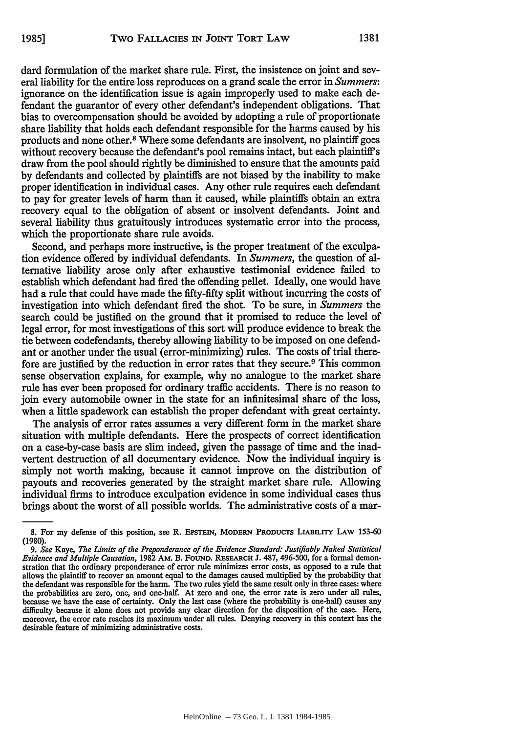dard formulation of the market share rule. First, the insistence on joint and several liability for the entire loss reproduces on a grand scale the error in *Summers*: ignorance on the identification issue is again improperly used to make each defendant the guarantor of every other defendant's independent obligations. That bias to overcompensation should be avoided by adopting a rule of proportionate share liability that holds each defendant responsible for the harms caused by his products and none other.[8] Where some defendants are insolvent, no plaintiff goes without recovery because the defendant's pool remains intact, but each plaintiff's draw from the pool should rightly be diminished to ensure that the amounts paid by defendants and collected by plaintiffs are not biased by the inability to make proper identification in individual cases. Any other rule requires each defendant to pay for greater levels of harm than it caused, while plaintiffs obtain an extra recovery equal to the obligation of absent or insolvent defendants. Joint and several liability thus gratuitously introduces systematic error into the process, which the proportionate share rule avoids.

Second, and perhaps more instructive, is the proper treatment of the exculpation evidence offered by individual defendants. In *Summers*, the question of alternative liability arose only after exhaustive testimonial evidence failed to establish which defendant had fired the offending pellet. Ideally, one would have had a rule that could have made the fifty-fifty split without incurring the costs of investigation into which defendant fired the shot. To be sure, in *Summers* the search could be justified on the ground that it promised to reduce the level of legal error, for most investigations of this sort will produce evidence to break the tie between codefendants, thereby allowing liability to be imposed on one defendant or another under the usual (error-minimizing) rules. The costs of trial therefore are justified by the reduction in error rates that they secure.[9] This common sense observation explains, for example, why no analogue to the market share rule has ever been proposed for ordinary traffic accidents. There is no reason to join every automobile owner in the state for an infinitesimal share of the loss, when a little spadework can establish the proper defendant with great certainty.

The analysis of error rates assumes a very different form in the market share situation with multiple defendants. Here the prospects of correct identification on a case-by-case basis are slim indeed, given the passage of time and the inadvertent destruction of all documentary evidence. Now the individual inquiry is simply not worth making, because it cannot improve on the distribution of payouts and recoveries generated by the straight market share rule. Allowing individual firms to introduce exculpation evidence in some individual cases thus brings about the worst of all possible worlds. The administrative costs of a mar-

---

8. For my defense of this position, see R. EPSTEIN, MODERN PRODUCTS LIABILITY LAW 153-60 (1980).

9. *See* Kaye, *The Limits of the Preponderance of the Evidence Standard: Justifiably Naked Statistical Evidence and Multiple Causation*, 1982 AM. B. FOUND. RESEARCH J. 487, 496-500, for a formal demonstration that the ordinary preponderance of error rule minimizes error costs, as opposed to a rule that allows the plaintiff to recover an amount equal to the damages caused multiplied by the probability that the defendant was responsible for the harm. The two rules yield the same result only in three cases: where the probabilities are zero, one, and one-half. At zero and one, the error rate is zero under all rules, because we have the case of certainty. Only the last case (where the probability is one-half) causes any difficulty because it alone does not provide any clear direction for the disposition of the case. Here, moreover, the error rate reaches its maximum under all rules. Denying recovery in this context has the desirable feature of minimizing administrative costs.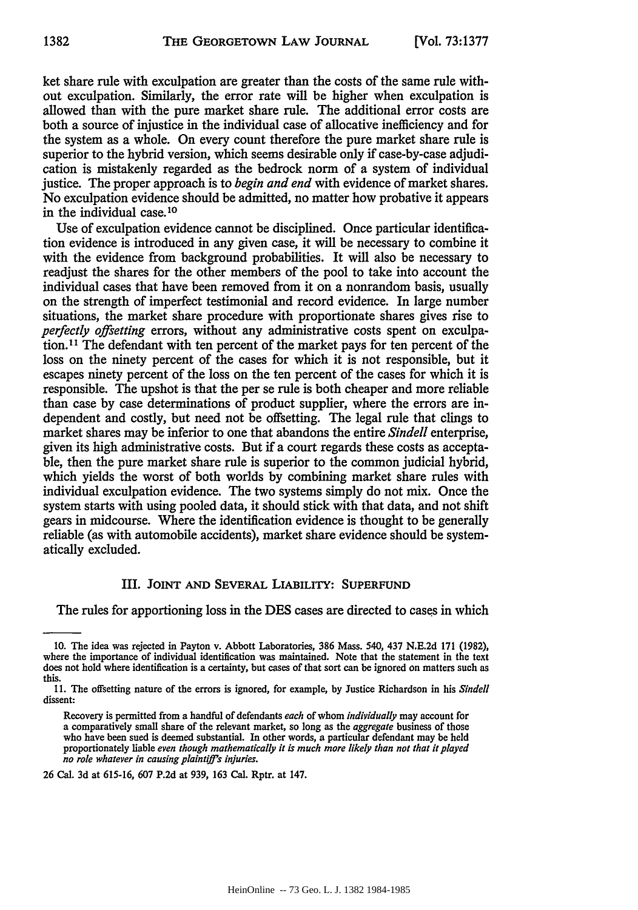ket share rule with exculpation are greater than the costs of the same rule without exculpation. Similarly, the error rate will be higher when exculpation is allowed than with the pure market share rule. The additional error costs are both a source of injustice in the individual case of allocative inefficiency and for the system as a whole. On every count therefore the pure market share rule is superior to the hybrid version, which seems desirable only if case-by-case adjudication is mistakenly regarded as the bedrock norm of a system of individual justice. The proper approach is to *begin and end* with evidence of market shares. No exculpation evidence should be admitted, no matter how probative it appears in the individual case.[10]

Use of exculpation evidence cannot be disciplined. Once particular identification evidence is introduced in any given case, it will be necessary to combine it with the evidence from background probabilities. It will also be necessary to readjust the shares for the other members of the pool to take into account the individual cases that have been removed from it on a nonrandom basis, usually on the strength of imperfect testimonial and record evidence. In large number situations, the market share procedure with proportionate shares gives rise to *perfectly offsetting* errors, without any administrative costs spent on exculpation.[11] The defendant with ten percent of the market pays for ten percent of the loss on the ninety percent of the cases for which it is not responsible, but it escapes ninety percent of the loss on the ten percent of the cases for which it is responsible. The upshot is that the per se rule is both cheaper and more reliable than case by case determinations of product supplier, where the errors are independent and costly, but need not be offsetting. The legal rule that clings to market shares may be inferior to one that abandons the entire *Sindell* enterprise, given its high administrative costs. But if a court regards these costs as acceptable, then the pure market share rule is superior to the common judicial hybrid, which yields the worst of both worlds by combining market share rules with individual exculpation evidence. The two systems simply do not mix. Once the system starts with using pooled data, it should stick with that data, and not shift gears in midcourse. Where the identification evidence is thought to be generally reliable (as with automobile accidents), market share evidence should be systematically excluded.

## III. JOINT AND SEVERAL LIABILITY: SUPERFUND

The rules for apportioning loss in the DES cases are directed to cases in which

---

10. The idea was rejected in Payton v. Abbott Laboratories, 386 Mass. 540, 437 N.E.2d 171 (1982), where the importance of individual identification was maintained. Note that the statement in the text does not hold where identification is a certainty, but cases of that sort can be ignored on matters such as this.

11. The offsetting nature of the errors is ignored, for example, by Justice Richardson in his *Sindell* dissent:

> Recovery is permitted from a handful of defendants *each* of whom *individually* may account for a comparatively small share of the relevant market, so long as the *aggregate* business of those who have been sued is deemed substantial. In other words, a particular defendant may be held proportionately liable *even though mathematically it is much more likely than not that it played no role whatever in causing plaintiff's injuries.*

26 Cal. 3d at 615-16, 607 P.2d at 939, 163 Cal. Rptr. at 147.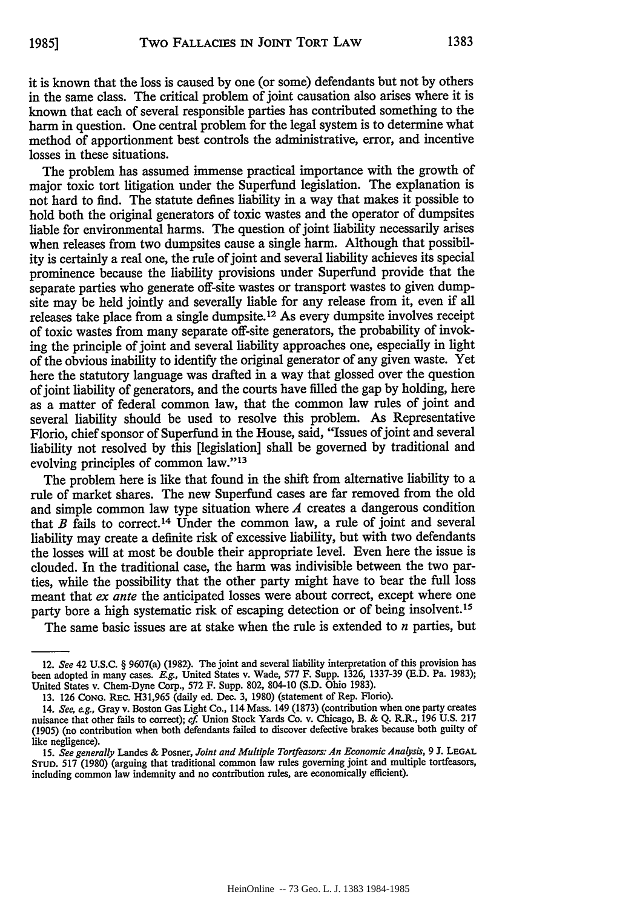it is known that the loss is caused by one (or some) defendants but not by others in the same class. The critical problem of joint causation also arises where it is known that each of several responsible parties has contributed something to the harm in question. One central problem for the legal system is to determine what method of apportionment best controls the administrative, error, and incentive losses in these situations.

The problem has assumed immense practical importance with the growth of major toxic tort litigation under the Superfund legislation. The explanation is not hard to find. The statute defines liability in a way that makes it possible to hold both the original generators of toxic wastes and the operator of dumpsites liable for environmental harms. The question of joint liability necessarily arises when releases from two dumpsites cause a single harm. Although that possibility is certainly a real one, the rule of joint and several liability achieves its special prominence because the liability provisions under Superfund provide that the separate parties who generate off-site wastes or transport wastes to given dumpsite may be held jointly and severally liable for any release from it, even if all releases take place from a single dumpsite.[12] As every dumpsite involves receipt of toxic wastes from many separate off-site generators, the probability of invoking the principle of joint and several liability approaches one, especially in light of the obvious inability to identify the original generator of any given waste. Yet here the statutory language was drafted in a way that glossed over the question of joint liability of generators, and the courts have filled the gap by holding, here as a matter of federal common law, that the common law rules of joint and several liability should be used to resolve this problem. As Representative Florio, chief sponsor of Superfund in the House, said, "Issues of joint and several liability not resolved by this [legislation] shall be governed by traditional and evolving principles of common law."[13]

The problem here is like that found in the shift from alternative liability to a rule of market shares. The new Superfund cases are far removed from the old and simple common law type situation where *A* creates a dangerous condition that *B* fails to correct.[14] Under the common law, a rule of joint and several liability may create a definite risk of excessive liability, but with two defendants the losses will at most be double their appropriate level. Even here the issue is clouded. In the traditional case, the harm was indivisible between the two parties, while the possibility that the other party might have to bear the full loss meant that *ex ante* the anticipated losses were about correct, except where one party bore a high systematic risk of escaping detection or of being insolvent.[15]

The same basic issues are at stake when the rule is extended to *n* parties, but

---

12. *See* 42 U.S.C. § 9607(a) (1982). The joint and several liability interpretation of this provision has been adopted in many cases. *E.g.*, United States v. Wade, 577 F. Supp. 1326, 1337-39 (E.D. Pa. 1983); United States v. Chem-Dyne Corp., 572 F. Supp. 802, 804-10 (S.D. Ohio 1983).

13. 126 CONG. REC. H31,965 (daily ed. Dec. 3, 1980) (statement of Rep. Florio).

14. *See, e.g.*, Gray v. Boston Gas Light Co., 114 Mass. 149 (1873) (contribution when one party creates nuisance that other fails to correct); *cf.* Union Stock Yards Co. v. Chicago, B. & Q. R.R., 196 U.S. 217 (1905) (no contribution when both defendants failed to discover defective brakes because both guilty of like negligence).

15. *See generally* Landes & Posner, *Joint and Multiple Tortfeasors: An Economic Analysis*, 9 J. LEGAL STUD. 517 (1980) (arguing that traditional common law rules governing joint and multiple tortfeasors, including common law indemnity and no contribution rules, are economically efficient).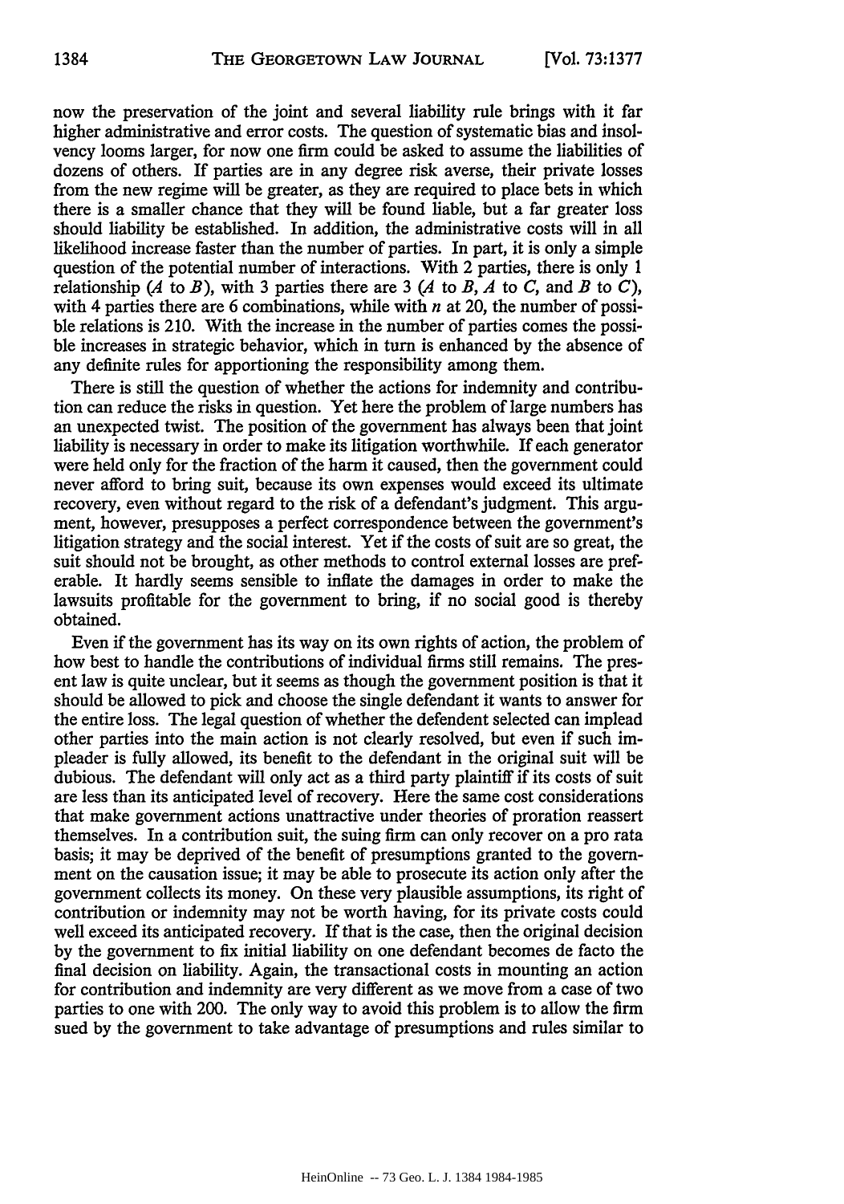now the preservation of the joint and several liability rule brings with it far higher administrative and error costs. The question of systematic bias and insolvency looms larger, for now one firm could be asked to assume the liabilities of dozens of others. If parties are in any degree risk averse, their private losses from the new regime will be greater, as they are required to place bets in which there is a smaller chance that they will be found liable, but a far greater loss should liability be established. In addition, the administrative costs will in all likelihood increase faster than the number of parties. In part, it is only a simple question of the potential number of interactions. With 2 parties, there is only 1 relationship (*A* to *B*), with 3 parties there are 3 (*A* to *B*, *A* to *C*, and *B* to *C*), with 4 parties there are 6 combinations, while with *n* at 20, the number of possible relations is 210. With the increase in the number of parties comes the possible increases in strategic behavior, which in turn is enhanced by the absence of any definite rules for apportioning the responsibility among them.

There is still the question of whether the actions for indemnity and contribution can reduce the risks in question. Yet here the problem of large numbers has an unexpected twist. The position of the government has always been that joint liability is necessary in order to make its litigation worthwhile. If each generator were held only for the fraction of the harm it caused, then the government could never afford to bring suit, because its own expenses would exceed its ultimate recovery, even without regard to the risk of a defendant's judgment. This argument, however, presupposes a perfect correspondence between the government's litigation strategy and the social interest. Yet if the costs of suit are so great, the suit should not be brought, as other methods to control external losses are preferable. It hardly seems sensible to inflate the damages in order to make the lawsuits profitable for the government to bring, if no social good is thereby obtained.

Even if the government has its way on its own rights of action, the problem of how best to handle the contributions of individual firms still remains. The present law is quite unclear, but it seems as though the government position is that it should be allowed to pick and choose the single defendant it wants to answer for the entire loss. The legal question of whether the defendent selected can implead other parties into the main action is not clearly resolved, but even if such impleader is fully allowed, its benefit to the defendant in the original suit will be dubious. The defendant will only act as a third party plaintiff if its costs of suit are less than its anticipated level of recovery. Here the same cost considerations that make government actions unattractive under theories of proration reassert themselves. In a contribution suit, the suing firm can only recover on a pro rata basis; it may be deprived of the benefit of presumptions granted to the government on the causation issue; it may be able to prosecute its action only after the government collects its money. On these very plausible assumptions, its right of contribution or indemnity may not be worth having, for its private costs could well exceed its anticipated recovery. If that is the case, then the original decision by the government to fix initial liability on one defendant becomes de facto the final decision on liability. Again, the transactional costs in mounting an action for contribution and indemnity are very different as we move from a case of two parties to one with 200. The only way to avoid this problem is to allow the firm sued by the government to take advantage of presumptions and rules similar to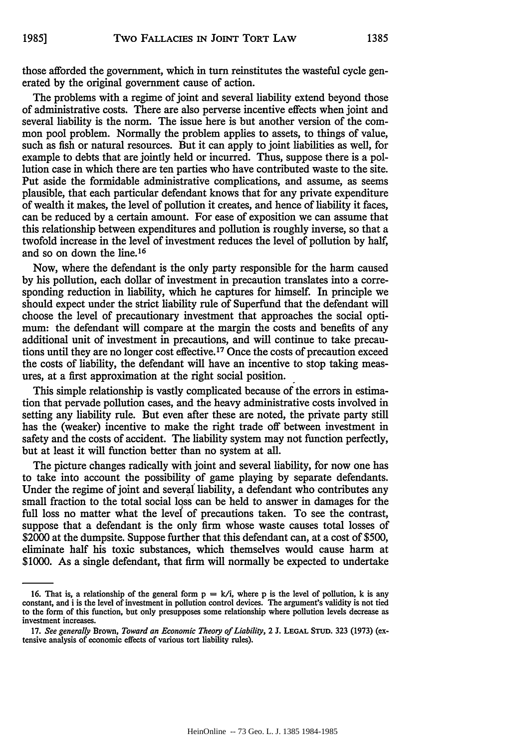those afforded the government, which in turn reinstitutes the wasteful cycle generated by the original government cause of action.

The problems with a regime of joint and several liability extend beyond those of administrative costs. There are also perverse incentive effects when joint and several liability is the norm. The issue here is but another version of the common pool problem. Normally the problem applies to assets, to things of value, such as fish or natural resources. But it can apply to joint liabilities as well, for example to debts that are jointly held or incurred. Thus, suppose there is a pollution case in which there are ten parties who have contributed waste to the site. Put aside the formidable administrative complications, and assume, as seems plausible, that each particular defendant knows that for any private expenditure of wealth it makes, the level of pollution it creates, and hence of liability it faces, can be reduced by a certain amount. For ease of exposition we can assume that this relationship between expenditures and pollution is roughly inverse, so that a twofold increase in the level of investment reduces the level of pollution by half, and so on down the line.[16]

Now, where the defendant is the only party responsible for the harm caused by his pollution, each dollar of investment in precaution translates into a corresponding reduction in liability, which he captures for himself. In principle we should expect under the strict liability rule of Superfund that the defendant will choose the level of precautionary investment that approaches the social optimum: the defendant will compare at the margin the costs and benefits of any additional unit of investment in precautions, and will continue to take precautions until they are no longer cost effective.[17] Once the costs of precaution exceed the costs of liability, the defendant will have an incentive to stop taking measures, at a first approximation at the right social position.

This simple relationship is vastly complicated because of the errors in estimation that pervade pollution cases, and the heavy administrative costs involved in setting any liability rule. But even after these are noted, the private party still has the (weaker) incentive to make the right trade off between investment in safety and the costs of accident. The liability system may not function perfectly, but at least it will function better than no system at all.

The picture changes radically with joint and several liability, for now one has to take into account the possibility of game playing by separate defendants. Under the regime of joint and several liability, a defendant who contributes any small fraction to the total social loss can be held to answer in damages for the full loss no matter what the level of precautions taken. To see the contrast, suppose that a defendant is the only firm whose waste causes total losses of $2000 at the dumpsite. Suppose further that this defendant can, at a cost of $500, eliminate half his toxic substances, which themselves would cause harm at $1000. As a single defendant, that firm will normally be expected to undertake

---

16. That is, a relationship of the general form $p = k/i$, where p is the level of pollution, k is any constant, and i is the level of investment in pollution control devices. The argument's validity is not tied to the form of this function, but only presupposes some relationship where pollution levels decrease as investment increases.

17. *See generally* Brown, *Toward an Economic Theory of Liability*, 2 J. LEGAL STUD. 323 (1973) (extensive analysis of economic effects of various tort liability rules).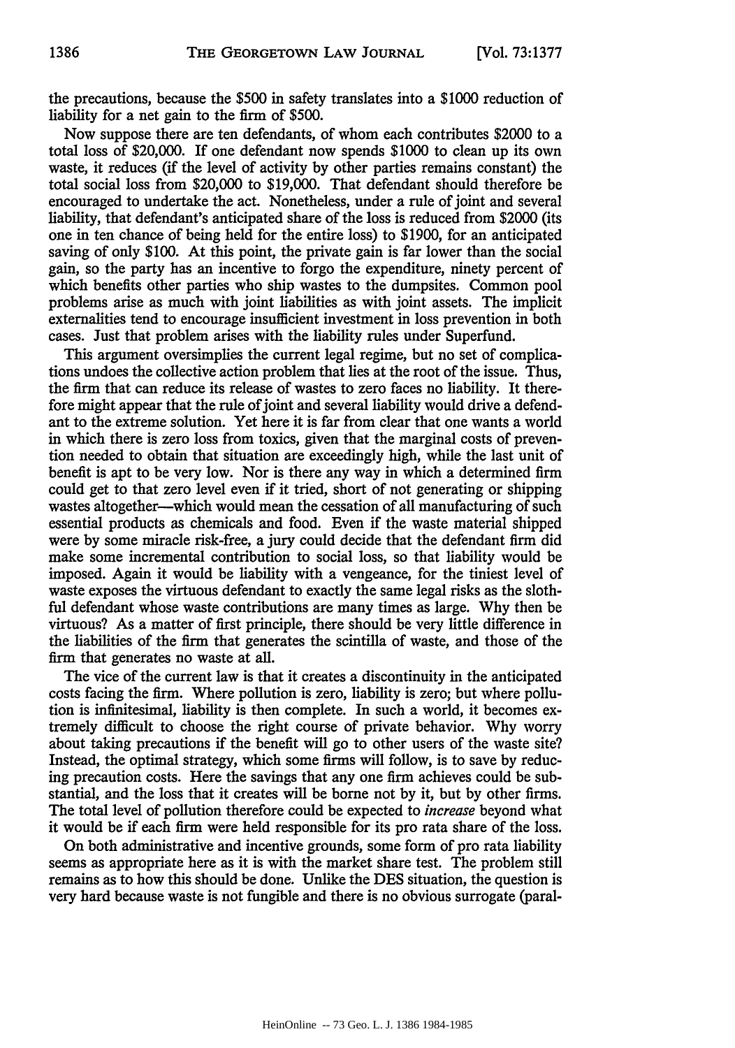the precautions, because the $500 in safety translates into a $1000 reduction of liability for a net gain to the firm of $500.

Now suppose there are ten defendants, of whom each contributes $2000 to a total loss of $20,000. If one defendant now spends $1000 to clean up its own waste, it reduces (if the level of activity by other parties remains constant) the total social loss from $20,000 to $19,000. That defendant should therefore be encouraged to undertake the act. Nonetheless, under a rule of joint and several liability, that defendant's anticipated share of the loss is reduced from $2000 (its one in ten chance of being held for the entire loss) to $1900, for an anticipated saving of only $100. At this point, the private gain is far lower than the social gain, so the party has an incentive to forgo the expenditure, ninety percent of which benefits other parties who ship wastes to the dumpsites. Common pool problems arise as much with joint liabilities as with joint assets. The implicit externalities tend to encourage insufficient investment in loss prevention in both cases. Just that problem arises with the liability rules under Superfund.

This argument oversimplifies the current legal regime, but no set of complications undoes the collective action problem that lies at the root of the issue. Thus, the firm that can reduce its release of wastes to zero faces no liability. It therefore might appear that the rule of joint and several liability would drive a defendant to the extreme solution. Yet here it is far from clear that one wants a world in which there is zero loss from toxics, given that the marginal costs of prevention needed to obtain that situation are exceedingly high, while the last unit of benefit is apt to be very low. Nor is there any way in which a determined firm could get to that zero level even if it tried, short of not generating or shipping wastes altogether—which would mean the cessation of all manufacturing of such essential products as chemicals and food. Even if the waste material shipped were by some miracle risk-free, a jury could decide that the defendant firm did make some incremental contribution to social loss, so that liability would be imposed. Again it would be liability with a vengeance, for the tiniest level of waste exposes the virtuous defendant to exactly the same legal risks as the slothful defendant whose waste contributions are many times as large. Why then be virtuous? As a matter of first principle, there should be very little difference in the liabilities of the firm that generates the scintilla of waste, and those of the firm that generates no waste at all.

The vice of the current law is that it creates a discontinuity in the anticipated costs facing the firm. Where pollution is zero, liability is zero; but where pollution is infinitesimal, liability is then complete. In such a world, it becomes extremely difficult to choose the right course of private behavior. Why worry about taking precautions if the benefit will go to other users of the waste site? Instead, the optimal strategy, which some firms will follow, is to save by reducing precaution costs. Here the savings that any one firm achieves could be substantial, and the loss that it creates will be borne not by it, but by other firms. The total level of pollution therefore could be expected to *increase* beyond what it would be if each firm were held responsible for its pro rata share of the loss.

On both administrative and incentive grounds, some form of pro rata liability seems as appropriate here as it is with the market share test. The problem still remains as to how this should be done. Unlike the DES situation, the question is very hard because waste is not fungible and there is no obvious surrogate (paral-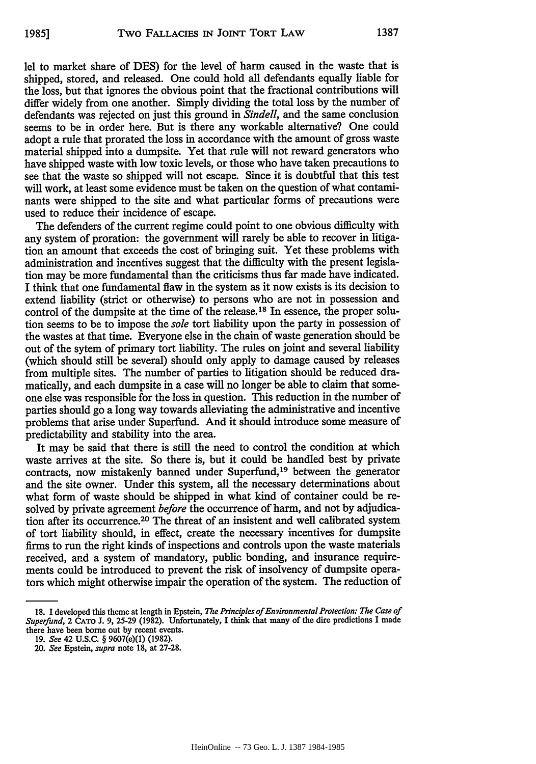lel to market share of DES) for the level of harm caused in the waste that is shipped, stored, and released. One could hold all defendants equally liable for the loss, but that ignores the obvious point that the fractional contributions will differ widely from one another. Simply dividing the total loss by the number of defendants was rejected on just this ground in *Sindell*, and the same conclusion seems to be in order here. But is there any workable alternative? One could adopt a rule that prorated the loss in accordance with the amount of gross waste material shipped into a dumpsite. Yet that rule will not reward generators who have shipped waste with low toxic levels, or those who have taken precautions to see that the waste so shipped will not escape. Since it is doubtful that this test will work, at least some evidence must be taken on the question of what contaminants were shipped to the site and what particular forms of precautions were used to reduce their incidence of escape.

The defenders of the current regime could point to one obvious difficulty with any system of proration: the government will rarely be able to recover in litigation an amount that exceeds the cost of bringing suit. Yet these problems with administration and incentives suggest that the difficulty with the present legislation may be more fundamental than the criticisms thus far made have indicated. I think that one fundamental flaw in the system as it now exists is its decision to extend liability (strict or otherwise) to persons who are not in possession and control of the dumpsite at the time of the release.[18] In essence, the proper solution seems to be to impose the *sole* tort liability upon the party in possession of the wastes at that time. Everyone else in the chain of waste generation should be out of the sytem of primary tort liability. The rules on joint and several liability (which should still be several) should only apply to damage caused by releases from multiple sites. The number of parties to litigation should be reduced dramatically, and each dumpsite in a case will no longer be able to claim that someone else was responsible for the loss in question. This reduction in the number of parties should go a long way towards alleviating the administrative and incentive problems that arise under Superfund. And it should introduce some measure of predictability and stability into the area.

It may be said that there is still the need to control the condition at which waste arrives at the site. So there is, but it could be handled best by private contracts, now mistakenly banned under Superfund,[19] between the generator and the site owner. Under this system, all the necessary determinations about what form of waste should be shipped in what kind of container could be resolved by private agreement *before* the occurrence of harm, and not by adjudication after its occurrence.[20] The threat of an insistent and well calibrated system of tort liability should, in effect, create the necessary incentives for dumpsite firms to run the right kinds of inspections and controls upon the waste materials received, and a system of mandatory, public bonding, and insurance requirements could be introduced to prevent the risk of insolvency of dumpsite operators which might otherwise impair the operation of the system. The reduction of

---

18. I developed this theme at length in Epstein, *The Principles of Environmental Protection: The Case of Superfund*, 2 CATO J. 9, 25-29 (1982). Unfortunately, I think that many of the dire predictions I made there have been borne out by recent events.

19. *See* 42 U.S.C. § 9607(e)(1) (1982).

20. *See* Epstein, *supra* note 18, at 27-28.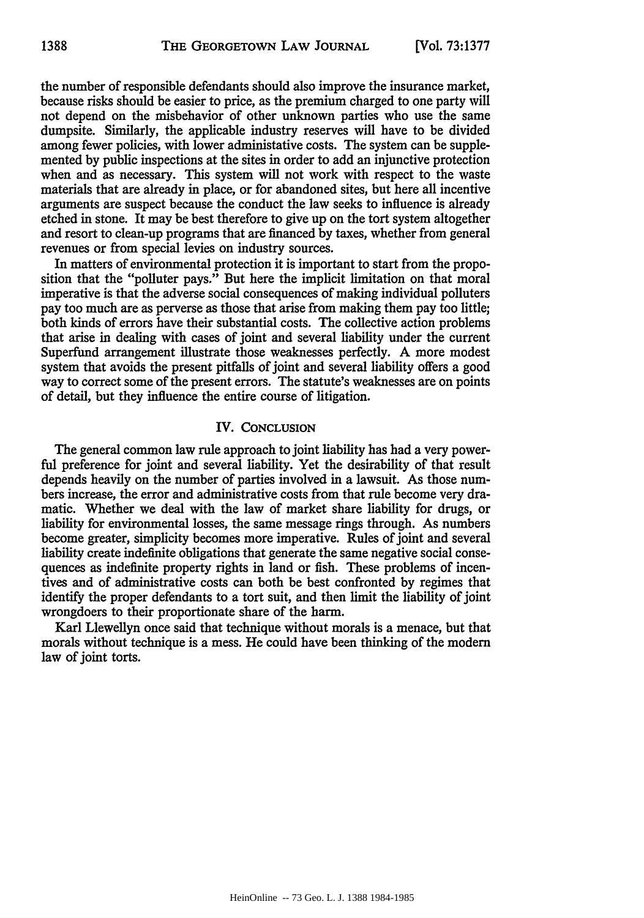the number of responsible defendants should also improve the insurance market, because risks should be easier to price, as the premium charged to one party will not depend on the misbehavior of other unknown parties who use the same dumpsite. Similarly, the applicable industry reserves will have to be divided among fewer policies, with lower administative costs. The system can be supplemented by public inspections at the sites in order to add an injunctive protection when and as necessary. This system will not work with respect to the waste materials that are already in place, or for abandoned sites, but here all incentive arguments are suspect because the conduct the law seeks to influence is already etched in stone. It may be best therefore to give up on the tort system altogether and resort to clean-up programs that are financed by taxes, whether from general revenues or from special levies on industry sources.

In matters of environmental protection it is important to start from the proposition that the "polluter pays." But here the implicit limitation on that moral imperative is that the adverse social consequences of making individual polluters pay too much are as perverse as those that arise from making them pay too little; both kinds of errors have their substantial costs. The collective action problems that arise in dealing with cases of joint and several liability under the current Superfund arrangement illustrate those weaknesses perfectly. A more modest system that avoids the present pitfalls of joint and several liability offers a good way to correct some of the present errors. The statute's weaknesses are on points of detail, but they influence the entire course of litigation.

## IV. CONCLUSION

The general common law rule approach to joint liability has had a very powerful preference for joint and several liability. Yet the desirability of that result depends heavily on the number of parties involved in a lawsuit. As those numbers increase, the error and administrative costs from that rule become very dramatic. Whether we deal with the law of market share liability for drugs, or liability for environmental losses, the same message rings through. As numbers become greater, simplicity becomes more imperative. Rules of joint and several liability create indefinite obligations that generate the same negative social consequences as indefinite property rights in land or fish. These problems of incentives and of administrative costs can both be best confronted by regimes that identify the proper defendants to a tort suit, and then limit the liability of joint wrongdoers to their proportionate share of the harm.

Karl Llewellyn once said that technique without morals is a menace, but that morals without technique is a mess. He could have been thinking of the modern law of joint torts.